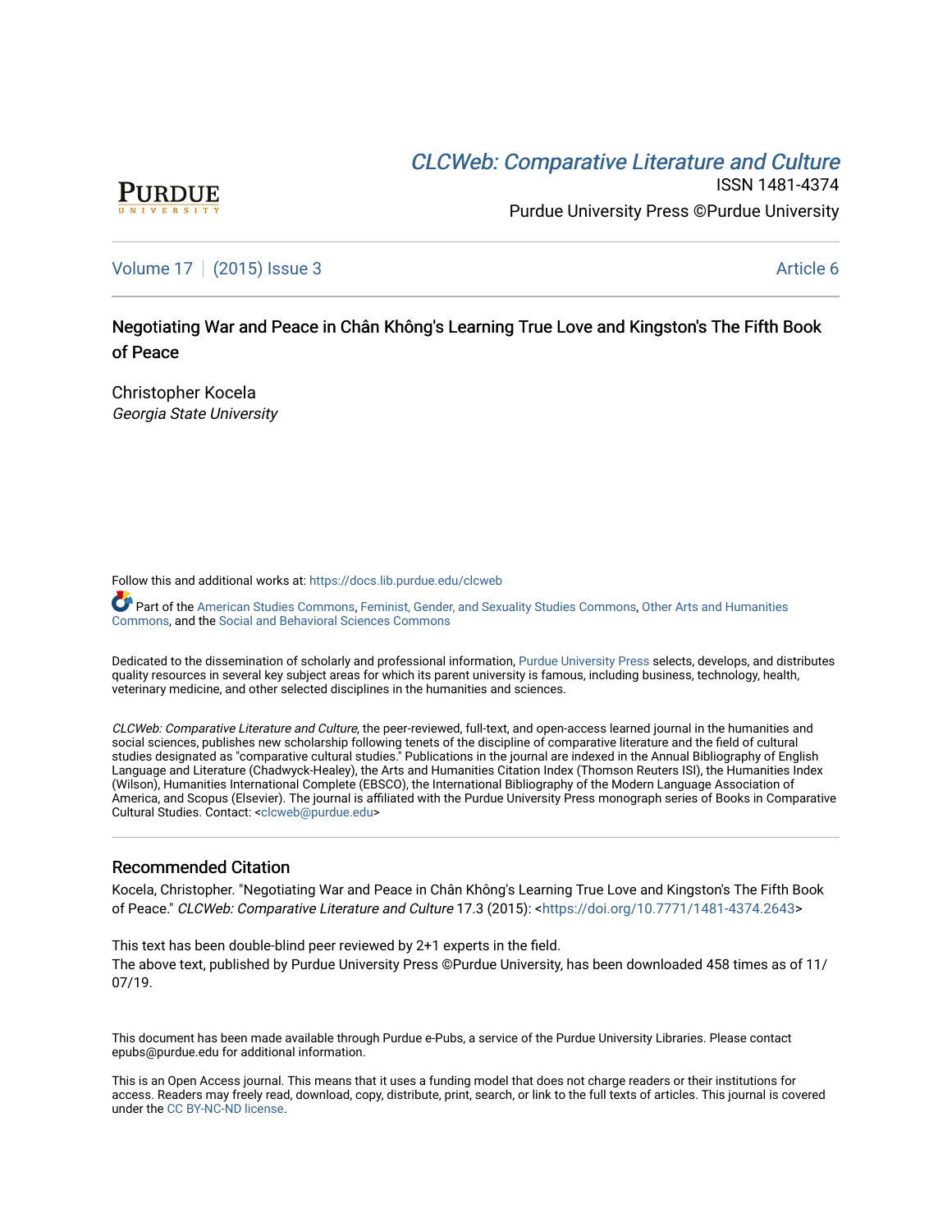PURDUE
UNIVERSITY

# CLCWeb: Comparative Literature and Culture

ISSN 1481-4374

Purdue University Press ©Purdue University

Volume 17 | (2015) Issue 3 Article 6

## Negotiating War and Peace in Chân Không's Learning True Love and Kingston's The Fifth Book of Peace

Christopher Kocela
*Georgia State University*

Follow this and additional works at: https://docs.lib.purdue.edu/clcweb

Part of the American Studies Commons, Feminist, Gender, and Sexuality Studies Commons, Other Arts and Humanities Commons, and the Social and Behavioral Sciences Commons

Dedicated to the dissemination of scholarly and professional information, Purdue University Press selects, develops, and distributes quality resources in several key subject areas for which its parent university is famous, including business, technology, health, veterinary medicine, and other selected disciplines in the humanities and sciences.

*CLCWeb: Comparative Literature and Culture*, the peer-reviewed, full-text, and open-access learned journal in the humanities and social sciences, publishes new scholarship following tenets of the discipline of comparative literature and the field of cultural studies designated as "comparative cultural studies." Publications in the journal are indexed in the Annual Bibliography of English Language and Literature (Chadwyck-Healey), the Arts and Humanities Citation Index (Thomson Reuters ISI), the Humanities Index (Wilson), Humanities International Complete (EBSCO), the International Bibliography of the Modern Language Association of America, and Scopus (Elsevier). The journal is affiliated with the Purdue University Press monograph series of Books in Comparative Cultural Studies. Contact: <clcweb@purdue.edu>

### Recommended Citation

Kocela, Christopher. "Negotiating War and Peace in Chân Không's Learning True Love and Kingston's The Fifth Book of Peace." *CLCWeb: Comparative Literature and Culture* 17.3 (2015): <https://doi.org/10.7771/1481-4374.2643>

This text has been double-blind peer reviewed by 2+1 experts in the field.
The above text, published by Purdue University Press ©Purdue University, has been downloaded 458 times as of 11/07/19.

This document has been made available through Purdue e-Pubs, a service of the Purdue University Libraries. Please contact epubs@purdue.edu for additional information.

This is an Open Access journal. This means that it uses a funding model that does not charge readers or their institutions for access. Readers may freely read, download, copy, distribute, print, search, or link to the full texts of articles. This journal is covered under the CC BY-NC-ND license.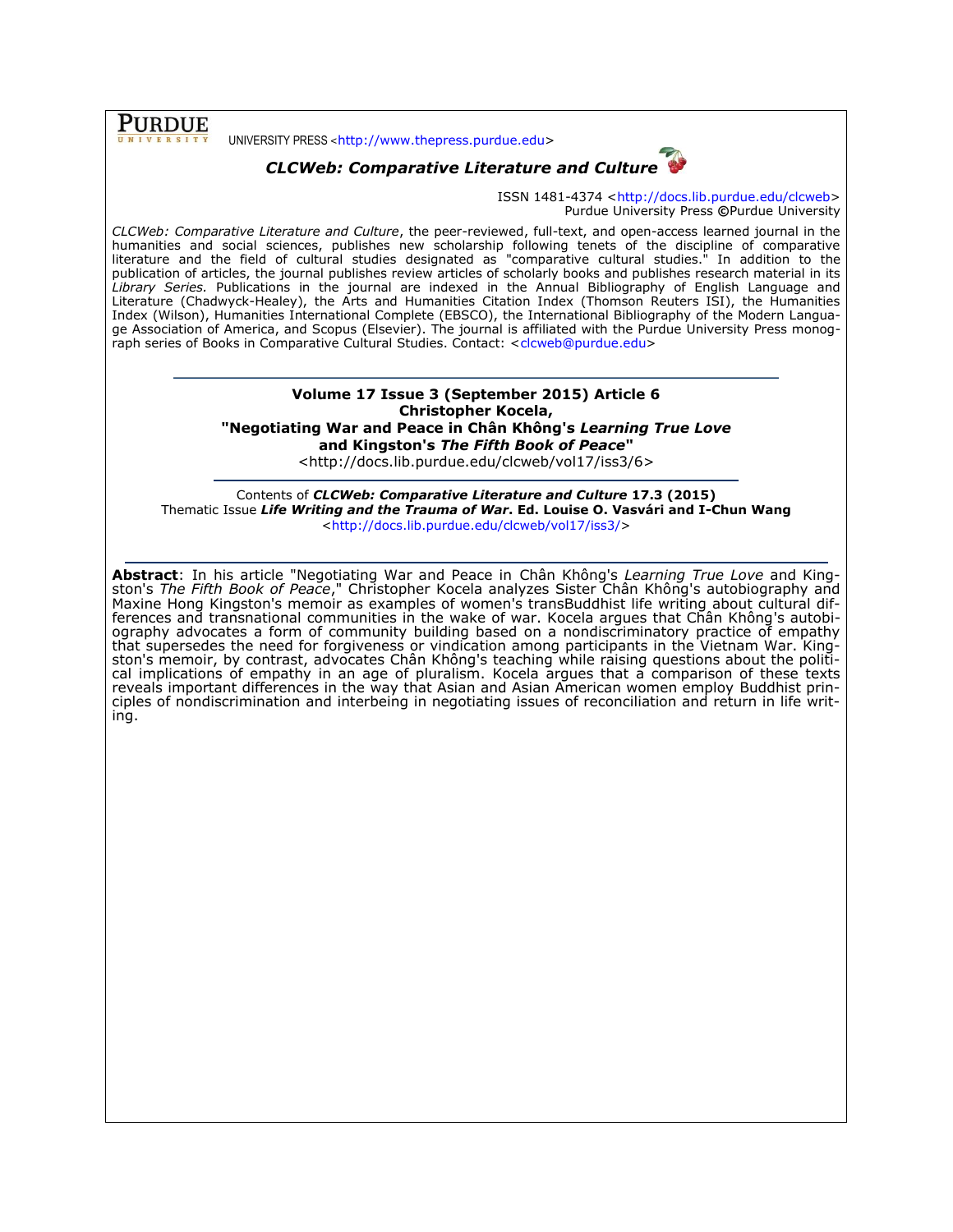**PURDUE** UNIVERSITY

UNIVERSITY PRESS <http://www.thepress.purdue.edu>

***CLCWeb: Comparative Literature and Culture***

ISSN 1481-4374 <http://docs.lib.purdue.edu/clcweb>
Purdue University Press ©Purdue University

*CLCWeb: Comparative Literature and Culture*, the peer-reviewed, full-text, and open-access learned journal in the humanities and social sciences, publishes new scholarship following tenets of the discipline of comparative literature and the field of cultural studies designated as "comparative cultural studies." In addition to the publication of articles, the journal publishes review articles of scholarly books and publishes research material in its *Library Series.* Publications in the journal are indexed in the Annual Bibliography of English Language and Literature (Chadwyck-Healey), the Arts and Humanities Citation Index (Thomson Reuters ISI), the Humanities Index (Wilson), Humanities International Complete (EBSCO), the International Bibliography of the Modern Language Association of America, and Scopus (Elsevier). The journal is affiliated with the Purdue University Press monograph series of Books in Comparative Cultural Studies. Contact: <clcweb@purdue.edu>

---

**Volume 17 Issue 3 (September 2015) Article 6**
**Christopher Kocela,**
**"Negotiating War and Peace in Chân Không's *Learning True Love* and Kingston's *The Fifth Book of Peace*"**
<http://docs.lib.purdue.edu/clcweb/vol17/iss3/6>

---

Contents of ***CLCWeb: Comparative Literature and Culture* 17.3 (2015)**
Thematic Issue ***Life Writing and the Trauma of War*. Ed. Louise O. Vasvári and I-Chun Wang**
<http://docs.lib.purdue.edu/clcweb/vol17/iss3/>

---

**Abstract**: In his article "Negotiating War and Peace in Chân Không's *Learning True Love* and Kingston's *The Fifth Book of Peace*," Christopher Kocela analyzes Sister Chân Không's autobiography and Maxine Hong Kingston's memoir as examples of women's transBuddhist life writing about cultural differences and transnational communities in the wake of war. Kocela argues that Chân Không's autobiography advocates a form of community building based on a nondiscriminatory practice of empathy that supersedes the need for forgiveness or vindication among participants in the Vietnam War. Kingston's memoir, by contrast, advocates Chân Không's teaching while raising questions about the political implications of empathy in an age of pluralism. Kocela argues that a comparison of these texts reveals important differences in the way that Asian and Asian American women employ Buddhist principles of nondiscrimination and interbeing in negotiating issues of reconciliation and return in life writing.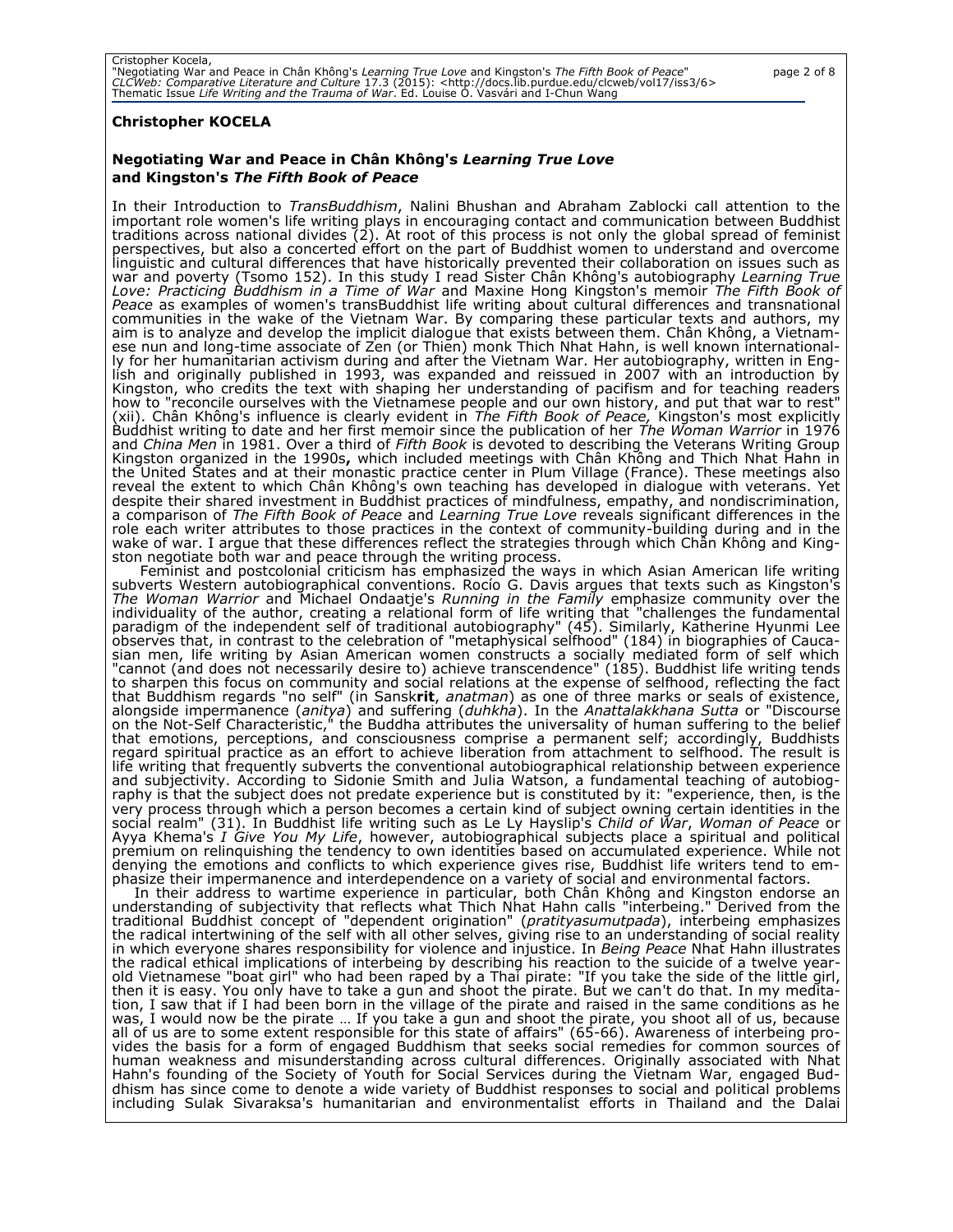**Christopher KOCELA**

**Negotiating War and Peace in Chân Không's *Learning True Love* and Kingston's *The Fifth Book of Peace***

In their Introduction to *TransBuddhism*, Nalini Bhushan and Abraham Zablocki call attention to the important role women's life writing plays in encouraging contact and communication between Buddhist traditions across national divides (2). At root of this process is not only the global spread of feminist perspectives, but also a concerted effort on the part of Buddhist women to understand and overcome linguistic and cultural differences that have historically prevented their collaboration on issues such as war and poverty (Tsomo 152). In this study I read Sister Chân Không's autobiography *Learning True Love: Practicing Buddhism in a Time of War* and Maxine Hong Kingston's memoir *The Fifth Book of Peace* as examples of women's transBuddhist life writing about cultural differences and transnational communities in the wake of the Vietnam War. By comparing these particular texts and authors, my aim is to analyze and develop the implicit dialogue that exists between them. Chân Không, a Vietnamese nun and long-time associate of Zen (or Thien) monk Thich Nhat Hahn, is well known internationally for her humanitarian activism during and after the Vietnam War. Her autobiography, written in English and originally published in 1993, was expanded and reissued in 2007 with an introduction by Kingston, who credits the text with shaping her understanding of pacifism and for teaching readers how to "reconcile ourselves with the Vietnamese people and our own history, and put that war to rest" (xii). Chân Không's influence is clearly evident in *The Fifth Book of Peace,* Kingston's most explicitly Buddhist writing to date and her first memoir since the publication of her *The Woman Warrior* in 1976 and *China Men* in 1981. Over a third of *Fifth Book* is devoted to describing the Veterans Writing Group Kingston organized in the 1990s**,** which included meetings with Chân Không and Thich Nhat Hahn in the United States and at their monastic practice center in Plum Village (France). These meetings also reveal the extent to which Chân Không's own teaching has developed in dialogue with veterans. Yet despite their shared investment in Buddhist practices of mindfulness, empathy, and nondiscrimination, a comparison of *The Fifth Book of Peace* and *Learning True Love* reveals significant differences in the role each writer attributes to those practices in the context of community-building during and in the wake of war. I argue that these differences reflect the strategies through which Chân Không and Kingston negotiate both war and peace through the writing process.

Feminist and postcolonial criticism has emphasized the ways in which Asian American life writing subverts Western autobiographical conventions. Rocío G. Davis argues that texts such as Kingston's *The Woman Warrior* and Michael Ondaatje's *Running in the Family* emphasize community over the individuality of the author, creating a relational form of life writing that "challenges the fundamental paradigm of the independent self of traditional autobiography" (45). Similarly, Katherine Hyunmi Lee observes that, in contrast to the celebration of "metaphysical selfhood" (184) in biographies of Caucasian men, life writing by Asian American women constructs a socially mediated form of self which "cannot (and does not necessarily desire to) achieve transcendence" (185). Buddhist life writing tends to sharpen this focus on community and social relations at the expense of selfhood, reflecting the fact that Buddhism regards "no self" (in Sansk**rit**, *anatman*) as one of three marks or seals of existence, alongside impermanence (*anitya*) and suffering (*duhkha*). In the *Anattalakkhana Sutta* or "Discourse on the Not-Self Characteristic," the Buddha attributes the universality of human suffering to the belief that emotions, perceptions, and consciousness comprise a permanent self; accordingly, Buddhists regard spiritual practice as an effort to achieve liberation from attachment to selfhood. The result is life writing that frequently subverts the conventional autobiographical relationship between experience and subjectivity. According to Sidonie Smith and Julia Watson, a fundamental teaching of autobiography is that the subject does not predate experience but is constituted by it: "experience, then, is the very process through which a person becomes a certain kind of subject owning certain identities in the social realm" (31). In Buddhist life writing such as Le Ly Hayslip's *Child of War, Woman of Peace* or Ayya Khema's *I Give You My Life*, however, autobiographical subjects place a spiritual and political premium on relinquishing the tendency to own identities based on accumulated experience. While not denying the emotions and conflicts to which experience gives rise, Buddhist life writers tend to emphasize their impermanence and interdependence on a variety of social and environmental factors.

In their address to wartime experience in particular, both Chân Không and Kingston endorse an understanding of subjectivity that reflects what Thich Nhat Hahn calls "interbeing." Derived from the traditional Buddhist concept of "dependent origination" (*pratityasumutpada*), interbeing emphasizes the radical intertwining of the self with all other selves, giving rise to an understanding of social reality in which everyone shares responsibility for violence and injustice. In *Being Peace* Nhat Hahn illustrates the radical ethical implications of interbeing by describing his reaction to the suicide of a twelve year-old Vietnamese "boat girl" who had been raped by a Thai pirate: "If you take the side of the little girl, then it is easy. You only have to take a gun and shoot the pirate. But we can't do that. In my meditation, I saw that if I had been born in the village of the pirate and raised in the same conditions as he was, I would now be the pirate … If you take a gun and shoot the pirate, you shoot all of us, because all of us are to some extent responsible for this state of affairs" (65-66). Awareness of interbeing provides the basis for a form of engaged Buddhism that seeks social remedies for common sources of human weakness and misunderstanding across cultural differences. Originally associated with Nhat Hahn's founding of the Society of Youth for Social Services during the Vietnam War, engaged Buddhism has since come to denote a wide variety of Buddhist responses to social and political problems including Sulak Sivaraksa's humanitarian and environmentalist efforts in Thailand and the Dalai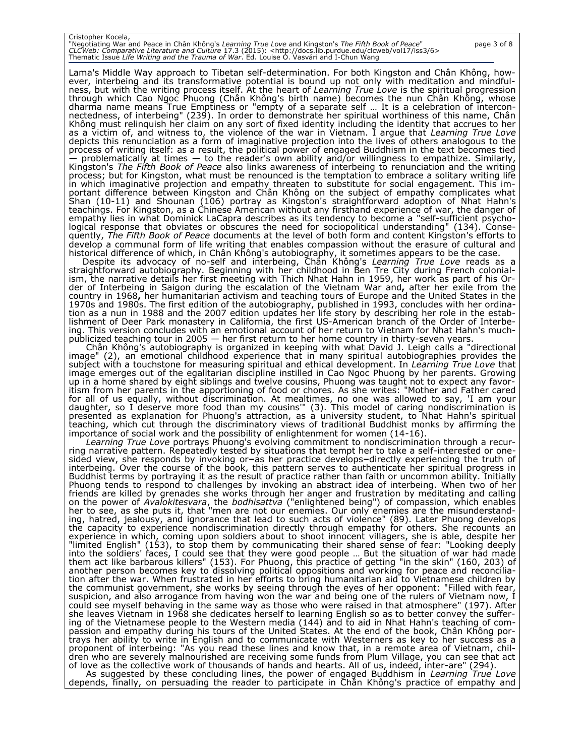Lama's Middle Way approach to Tibetan self-determination. For both Kingston and Chân Không, however, interbeing and its transformative potential is bound up not only with meditation and mindfulness, but with the writing process itself. At the heart of *Learning True Love* is the spiritual progression through which Cao Ngoc Phuong (Chân Không's birth name) becomes the nun Chân Không, whose dharma name means True Emptiness or "empty of a separate self … It is a celebration of interconnectedness, of interbeing" (239). In order to demonstrate her spiritual worthiness of this name, Chân Không must relinquish her claim on any sort of fixed identity including the identity that accrues to her as a victim of, and witness to, the violence of the war in Vietnam. I argue that *Learning True Love* depicts this renunciation as a form of imaginative projection into the lives of others analogous to the process of writing itself: as a result, the political power of engaged Buddhism in the text becomes tied — problematically at times — to the reader's own ability and/or willingness to empathize. Similarly, Kingston's *The Fifth Book of Peace* also links awareness of interbeing to renunciation and the writing process; but for Kingston, what must be renounced is the temptation to embrace a solitary writing life in which imaginative projection and empathy threaten to substitute for social engagement. This important difference between Kingston and Chân Không on the subject of empathy complicates what Shan (10-11) and Shounan (106) portray as Kingston's straightforward adoption of Nhat Hahn's teachings. For Kingston, as a Chinese American without any firsthand experience of war, the danger of empathy lies in what Dominick LaCapra describes as its tendency to become a "self-sufficient psychological response that obviates or obscures the need for sociopolitical understanding" (134). Consequently, *The Fifth Book of Peace* documents at the level of both form and content Kingston's efforts to develop a communal form of life writing that enables compassion without the erasure of cultural and historical difference of which, in Chân Không's autobiography, it sometimes appears to be the case.

Despite its advocacy of no-self and interbeing, Chân Không's *Learning True Love* reads as a straightforward autobiography. Beginning with her childhood in Ben Tre City during French colonialism, the narrative details her first meeting with Thich Nhat Hahn in 1959, her work as part of his Order of Interbeing in Saigon during the escalation of the Vietnam War and, after her exile from the country in 1968, her humanitarian activism and teaching tours of Europe and the United States in the 1970s and 1980s. The first edition of the autobiography, published in 1993, concludes with her ordination as a nun in 1988 and the 2007 edition updates her life story by describing her role in the establishment of Deer Park monastery in California, the first US-American branch of the Order of Interbeing. This version concludes with an emotional account of her return to Vietnam for Nhat Hahn's much-publicized teaching tour in 2005 — her first return to her home country in thirty-seven years.

Chân Không's autobiography is organized in keeping with what David J. Leigh calls a "directional image" (2), an emotional childhood experience that in many spiritual autobiographies provides the subject with a touchstone for measuring spiritual and ethical development. In *Learning True Love* that image emerges out of the egalitarian discipline instilled in Cao Ngoc Phuong by her parents. Growing up in a home shared by eight siblings and twelve cousins, Phuong was taught not to expect any favoritism from her parents in the apportioning of food or chores. As she writes: "Mother and Father cared for all of us equally, without discrimination. At mealtimes, no one was allowed to say, 'I am your daughter, so I deserve more food than my cousins'" (3). This model of caring nondiscrimination is presented as explanation for Phuong's attraction, as a university student, to Nhat Hahn's spiritual teaching, which cut through the discriminatory views of traditional Buddhist monks by affirming the importance of social work and the possibility of enlightenment for women (14-16).

*Learning True Love* portrays Phuong's evolving commitment to nondiscrimination through a recurring narrative pattern. Repeatedly tested by situations that tempt her to take a self-interested or one-sided view, she responds by invoking or**–**as her practice develops**–**directly experiencing the truth of interbeing. Over the course of the book, this pattern serves to authenticate her spiritual progress in Buddhist terms by portraying it as the result of practice rather than faith or uncommon ability. Initially Phuong tends to respond to challenges by invoking an abstract idea of interbeing. When two of her friends are killed by grenades she works through her anger and frustration by meditating and calling on the power of *Avalokitesvara*, the *bodhisattva* ("enlightened being") of compassion, which enables her to see, as she puts it, that "men are not our enemies. Our only enemies are the misunderstanding, hatred, jealousy, and ignorance that lead to such acts of violence" (89). Later Phuong develops the capacity to experience nondiscrimination directly through empathy for others. She recounts an experience in which, coming upon soldiers about to shoot innocent villagers, she is able, despite her "limited English" (153), to stop them by communicating their shared sense of fear: "Looking deeply into the soldiers' faces, I could see that they were good people … But the situation of war had made them act like barbarous killers" (153). For Phuong, this practice of getting "in the skin" (160, 203) of another person becomes key to dissolving political oppositions and working for peace and reconciliation after the war. When frustrated in her efforts to bring humanitarian aid to Vietnamese children by the communist government, she works by seeing through the eyes of her opponent: "Filled with fear, suspicion, and also arrogance from having won the war and being one of the rulers of Vietnam now, I could see myself behaving in the same way as those who were raised in that atmosphere" (197). After she leaves Vietnam in 1968 she dedicates herself to learning English so as to better convey the suffering of the Vietnamese people to the Western media (144) and to aid in Nhat Hahn's teaching of compassion and empathy during his tours of the United States. At the end of the book, Chân Không portrays her ability to write in English and to communicate with Westerners as key to her success as a proponent of interbeing: "As you read these lines and know that, in a remote area of Vietnam, children who are severely malnourished are receiving some funds from Plum Village, you can see that act of love as the collective work of thousands of hands and hearts. All of us, indeed, inter-are" (294).

As suggested by these concluding lines, the power of engaged Buddhism in *Learning True Love* depends, finally, on persuading the reader to participate in Chân Không's practice of empathy and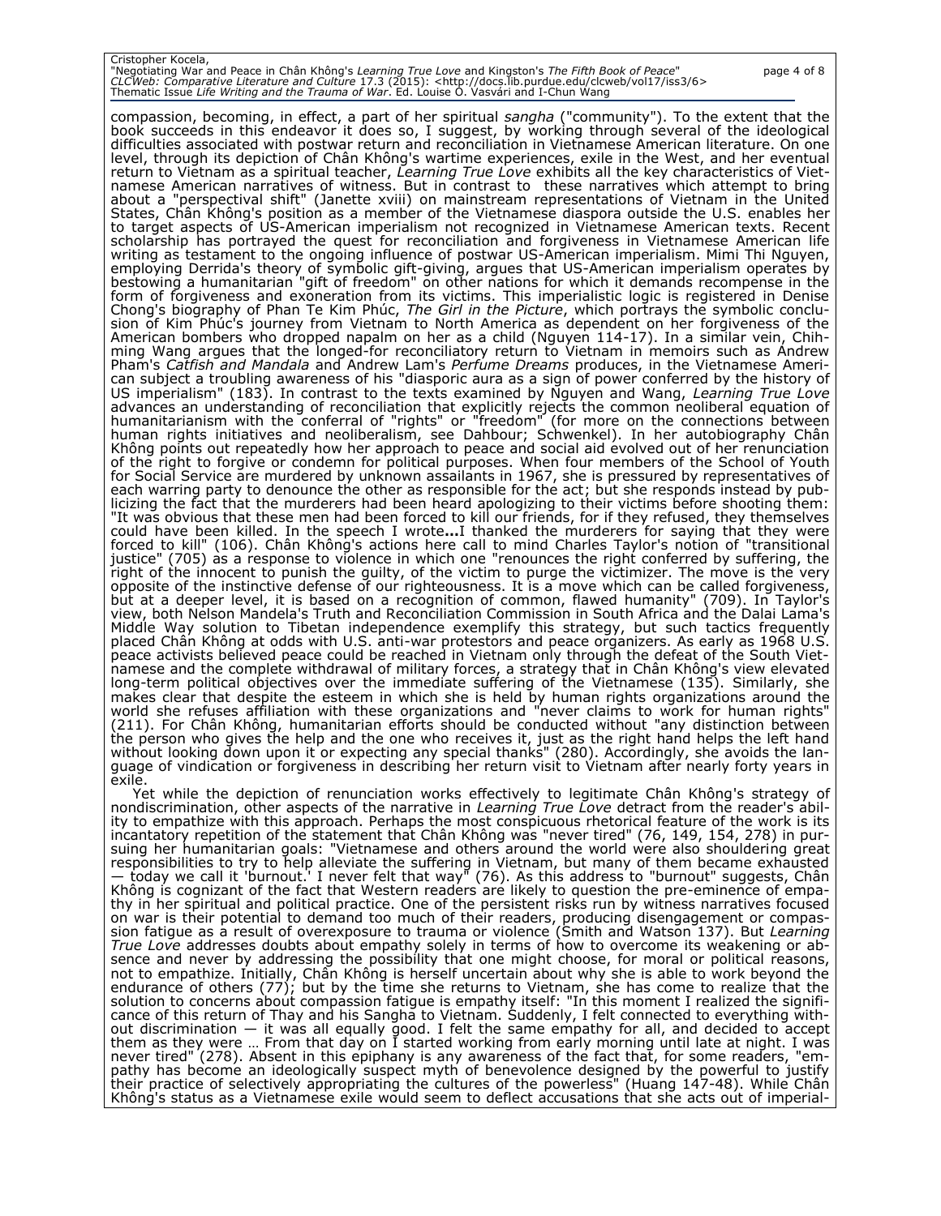compassion, becoming, in effect, a part of her spiritual *sangha* ("community"). To the extent that the book succeeds in this endeavor it does so, I suggest, by working through several of the ideological difficulties associated with postwar return and reconciliation in Vietnamese American literature. On one level, through its depiction of Chân Không's wartime experiences, exile in the West, and her eventual return to Vietnam as a spiritual teacher, *Learning True Love* exhibits all the key characteristics of Vietnamese American narratives of witness. But in contrast to these narratives which attempt to bring about a "perspectival shift" (Janette xviii) on mainstream representations of Vietnam in the United States, Chân Không's position as a member of the Vietnamese diaspora outside the U.S. enables her to target aspects of US-American imperialism not recognized in Vietnamese American texts. Recent scholarship has portrayed the quest for reconciliation and forgiveness in Vietnamese American life writing as testament to the ongoing influence of postwar US-American imperialism. Mimi Thi Nguyen, employing Derrida's theory of symbolic gift-giving, argues that US-American imperialism operates by bestowing a humanitarian "gift of freedom" on other nations for which it demands recompense in the form of forgiveness and exoneration from its victims. This imperialistic logic is registered in Denise Chong's biography of Phan Te Kim Phúc, *The Girl in the Picture*, which portrays the symbolic conclusion of Kim Phúc's journey from Vietnam to North America as dependent on her forgiveness of the American bombers who dropped napalm on her as a child (Nguyen 114-17). In a similar vein, Chih-ming Wang argues that the longed-for reconciliatory return to Vietnam in memoirs such as Andrew Pham's *Catfish and Mandala* and Andrew Lam's *Perfume Dreams* produces, in the Vietnamese American subject a troubling awareness of his "diasporic aura as a sign of power conferred by the history of US imperialism" (183). In contrast to the texts examined by Nguyen and Wang, *Learning True Love* advances an understanding of reconciliation that explicitly rejects the common neoliberal equation of humanitarianism with the conferral of "rights" or "freedom" (for more on the connections between human rights initiatives and neoliberalism, see Dahbour; Schwenkel). In her autobiography Chân Không points out repeatedly how her approach to peace and social aid evolved out of her renunciation of the right to forgive or condemn for political purposes. When four members of the School of Youth for Social Service are murdered by unknown assailants in 1967, she is pressured by representatives of each warring party to denounce the other as responsible for the act; but she responds instead by publicizing the fact that the murderers had been heard apologizing to their victims before shooting them: "It was obvious that these men had been forced to kill our friends, for if they refused, they themselves could have been killed. In the speech I wrote**...**I thanked the murderers for saying that they were forced to kill" (106). Chân Không's actions here call to mind Charles Taylor's notion of "transitional justice" (705) as a response to violence in which one "renounces the right conferred by suffering, the right of the innocent to punish the guilty, of the victim to purge the victimizer. The move is the very opposite of the instinctive defense of our righteousness. It is a move which can be called forgiveness, but at a deeper level, it is based on a recognition of common, flawed humanity" (709). In Taylor's view, both Nelson Mandela's Truth and Reconciliation Commission in South Africa and the Dalai Lama's Middle Way solution to Tibetan independence exemplify this strategy, but such tactics frequently placed Chân Không at odds with U.S. anti-war protestors and peace organizers. As early as 1968 U.S. peace activists believed peace could be reached in Vietnam only through the defeat of the South Vietnamese and the complete withdrawal of military forces, a strategy that in Chân Không's view elevated long-term political objectives over the immediate suffering of the Vietnamese (135). Similarly, she makes clear that despite the esteem in which she is held by human rights organizations around the world she refuses affiliation with these organizations and "never claims to work for human rights" (211). For Chân Không, humanitarian efforts should be conducted without "any distinction between the person who gives the help and the one who receives it, just as the right hand helps the left hand without looking down upon it or expecting any special thanks" (280). Accordingly, she avoids the language of vindication or forgiveness in describing her return visit to Vietnam after nearly forty years in exile.

Yet while the depiction of renunciation works effectively to legitimate Chân Không's strategy of nondiscrimination, other aspects of the narrative in *Learning True Love* detract from the reader's ability to empathize with this approach. Perhaps the most conspicuous rhetorical feature of the work is its incantatory repetition of the statement that Chân Không was "never tired" (76, 149, 154, 278) in pursuing her humanitarian goals: "Vietnamese and others around the world were also shouldering great responsibilities to try to help alleviate the suffering in Vietnam, but many of them became exhausted — today we call it 'burnout.' I never felt that way" (76). As this address to "burnout" suggests, Chân Không is cognizant of the fact that Western readers are likely to question the pre-eminence of empathy in her spiritual and political practice. One of the persistent risks run by witness narratives focused on war is their potential to demand too much of their readers, producing disengagement or compassion fatigue as a result of overexposure to trauma or violence (Smith and Watson 137). But *Learning True Love* addresses doubts about empathy solely in terms of how to overcome its weakening or absence and never by addressing the possibility that one might choose, for moral or political reasons, not to empathize. Initially, Chân Không is herself uncertain about why she is able to work beyond the endurance of others (77); but by the time she returns to Vietnam, she has come to realize that the solution to concerns about compassion fatigue is empathy itself: "In this moment I realized the significance of this return of Thay and his Sangha to Vietnam. Suddenly, I felt connected to everything without discrimination — it was all equally good. I felt the same empathy for all, and decided to accept them as they were … From that day on I started working from early morning until late at night. I was never tired" (278). Absent in this epiphany is any awareness of the fact that, for some readers, "empathy has become an ideologically suspect myth of benevolence designed by the powerful to justify their practice of selectively appropriating the cultures of the powerless" (Huang 147-48). While Chân Không's status as a Vietnamese exile would seem to deflect accusations that she acts out of imperial-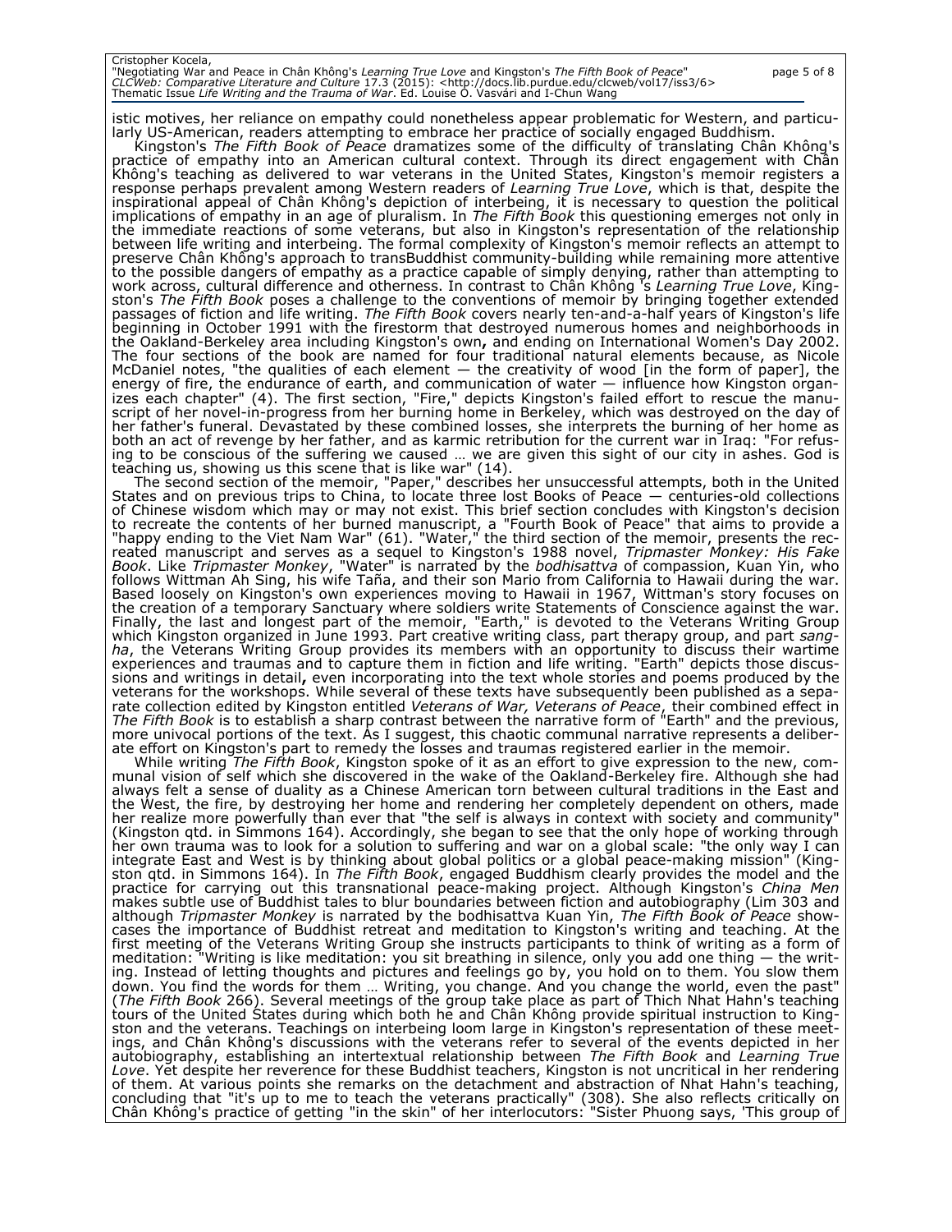istic motives, her reliance on empathy could nonetheless appear problematic for Western, and particularly US-American, readers attempting to embrace her practice of socially engaged Buddhism.

Kingston's *The Fifth Book of Peace* dramatizes some of the difficulty of translating Chân Không's practice of empathy into an American cultural context. Through its direct engagement with Chân Không's teaching as delivered to war veterans in the United States, Kingston's memoir registers a response perhaps prevalent among Western readers of *Learning True Love*, which is that, despite the inspirational appeal of Chân Không's depiction of interbeing, it is necessary to question the political implications of empathy in an age of pluralism. In *The Fifth Book* this questioning emerges not only in the immediate reactions of some veterans, but also in Kingston's representation of the relationship between life writing and interbeing. The formal complexity of Kingston's memoir reflects an attempt to preserve Chân Không's approach to transBuddhist community-building while remaining more attentive to the possible dangers of empathy as a practice capable of simply denying, rather than attempting to work across, cultural difference and otherness. In contrast to Chân Không 's *Learning True Love*, Kingston's *The Fifth Book* poses a challenge to the conventions of memoir by bringing together extended passages of fiction and life writing. *The Fifth Book* covers nearly ten-and-a-half years of Kingston's life beginning in October 1991 with the firestorm that destroyed numerous homes and neighborhoods in the Oakland-Berkeley area including Kingston's own**,** and ending on International Women's Day 2002. The four sections of the book are named for four traditional natural elements because, as Nicole McDaniel notes, "the qualities of each element — the creativity of wood [in the form of paper], the energy of fire, the endurance of earth, and communication of water — influence how Kingston organizes each chapter" (4). The first section, "Fire," depicts Kingston's failed effort to rescue the manuscript of her novel-in-progress from her burning home in Berkeley, which was destroyed on the day of her father's funeral. Devastated by these combined losses, she interprets the burning of her home as both an act of revenge by her father, and as karmic retribution for the current war in Iraq: "For refusing to be conscious of the suffering we caused … we are given this sight of our city in ashes. God is teaching us, showing us this scene that is like war" (14).

The second section of the memoir, "Paper," describes her unsuccessful attempts, both in the United States and on previous trips to China, to locate three lost Books of Peace — centuries-old collections of Chinese wisdom which may or may not exist. This brief section concludes with Kingston's decision to recreate the contents of her burned manuscript, a "Fourth Book of Peace" that aims to provide a "happy ending to the Viet Nam War" (61). "Water," the third section of the memoir, presents the recreated manuscript and serves as a sequel to Kingston's 1988 novel, *Tripmaster Monkey: His Fake Book*. Like *Tripmaster Monkey*, "Water" is narrated by the *bodhisattva* of compassion, Kuan Yin, who follows Wittman Ah Sing, his wife Taña, and their son Mario from California to Hawaii during the war. Based loosely on Kingston's own experiences moving to Hawaii in 1967, Wittman's story focuses on the creation of a temporary Sanctuary where soldiers write Statements of Conscience against the war. Finally, the last and longest part of the memoir, "Earth," is devoted to the Veterans Writing Group which Kingston organized in June 1993. Part creative writing class, part therapy group, and part *sangha*, the Veterans Writing Group provides its members with an opportunity to discuss their wartime experiences and traumas and to capture them in fiction and life writing. "Earth" depicts those discussions and writings in detail**,** even incorporating into the text whole stories and poems produced by the veterans for the workshops. While several of these texts have subsequently been published as a separate collection edited by Kingston entitled *Veterans of War, Veterans of Peace*, their combined effect in *The Fifth Book* is to establish a sharp contrast between the narrative form of "Earth" and the previous, more univocal portions of the text. As I suggest, this chaotic communal narrative represents a deliberate effort on Kingston's part to remedy the losses and traumas registered earlier in the memoir.

While writing *The Fifth Book*, Kingston spoke of it as an effort to give expression to the new, communal vision of self which she discovered in the wake of the Oakland-Berkeley fire. Although she had always felt a sense of duality as a Chinese American torn between cultural traditions in the East and the West, the fire, by destroying her home and rendering her completely dependent on others, made her realize more powerfully than ever that "the self is always in context with society and community" (Kingston qtd. in Simmons 164). Accordingly, she began to see that the only hope of working through her own trauma was to look for a solution to suffering and war on a global scale: "the only way I can integrate East and West is by thinking about global politics or a global peace-making mission" (Kingston qtd. in Simmons 164). In *The Fifth Book*, engaged Buddhism clearly provides the model and the practice for carrying out this transnational peace-making project. Although Kingston's *China Men* makes subtle use of Buddhist tales to blur boundaries between fiction and autobiography (Lim 303 and although *Tripmaster Monkey* is narrated by the bodhisattva Kuan Yin, *The Fifth Book of Peace* showcases the importance of Buddhist retreat and meditation to Kingston's writing and teaching. At the first meeting of the Veterans Writing Group she instructs participants to think of writing as a form of meditation: "Writing is like meditation: you sit breathing in silence, only you add one thing — the writing. Instead of letting thoughts and pictures and feelings go by, you hold on to them. You slow them down. You find the words for them … Writing, you change. And you change the world, even the past" (*The Fifth Book* 266). Several meetings of the group take place as part of Thich Nhat Hahn's teaching tours of the United States during which both he and Chân Không provide spiritual instruction to Kingston and the veterans. Teachings on interbeing loom large in Kingston's representation of these meetings, and Chân Không's discussions with the veterans refer to several of the events depicted in her autobiography, establishing an intertextual relationship between *The Fifth Book* and *Learning True Love*. Yet despite her reverence for these Buddhist teachers, Kingston is not uncritical in her rendering of them. At various points she remarks on the detachment and abstraction of Nhat Hahn's teaching, concluding that "it's up to me to teach the veterans practically" (308). She also reflects critically on Chân Không's practice of getting "in the skin" of her interlocutors: "Sister Phuong says, 'This group of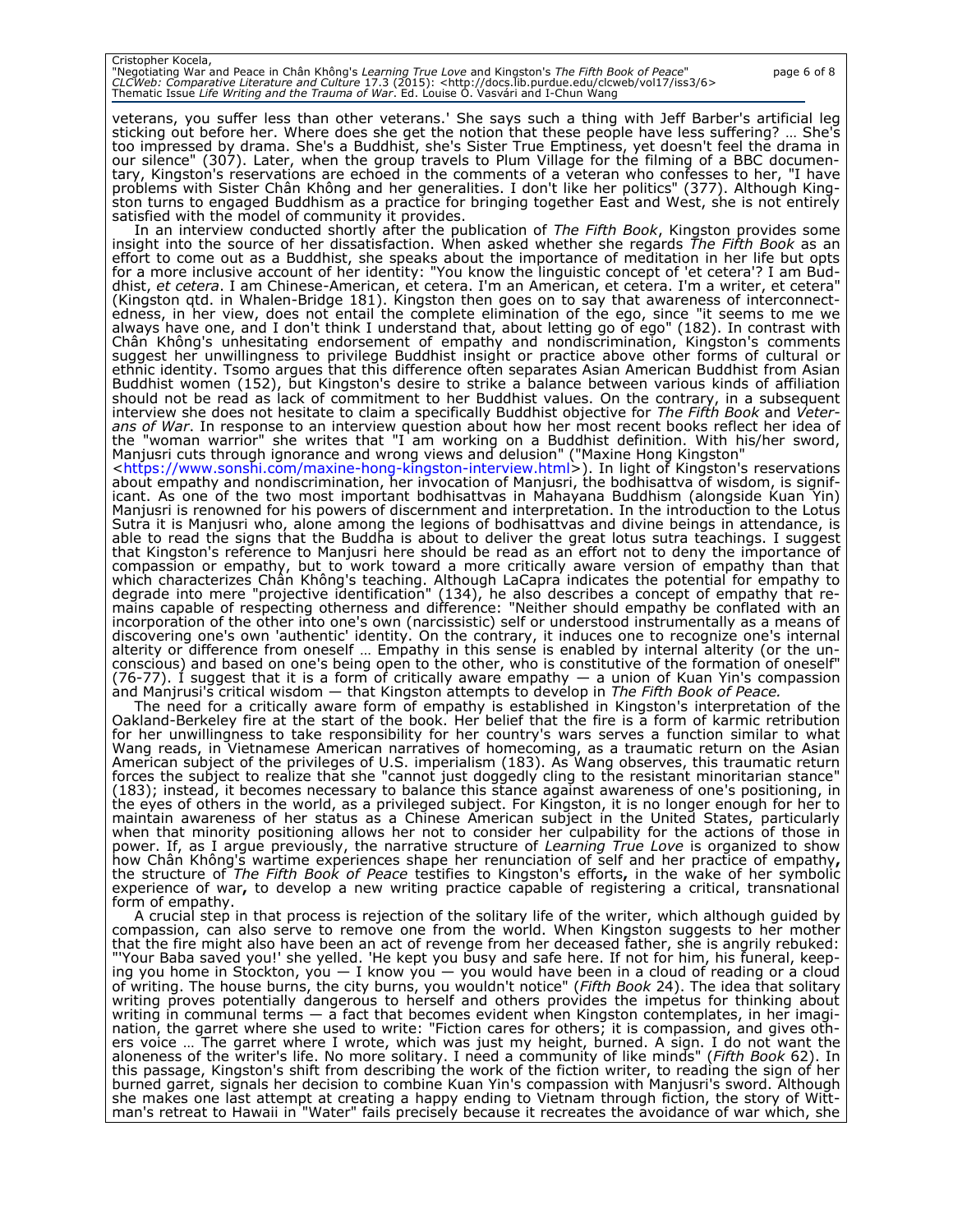veterans, you suffer less than other veterans.' She says such a thing with Jeff Barber's artificial leg sticking out before her. Where does she get the notion that these people have less suffering? … She's too impressed by drama. She's a Buddhist, she's Sister True Emptiness, yet doesn't feel the drama in our silence" (307). Later, when the group travels to Plum Village for the filming of a BBC documentary, Kingston's reservations are echoed in the comments of a veteran who confesses to her, "I have problems with Sister Chân Không and her generalities. I don't like her politics" (377). Although Kingston turns to engaged Buddhism as a practice for bringing together East and West, she is not entirely satisfied with the model of community it provides.

In an interview conducted shortly after the publication of *The Fifth Book*, Kingston provides some insight into the source of her dissatisfaction. When asked whether she regards *The Fifth Book* as an effort to come out as a Buddhist, she speaks about the importance of meditation in her life but opts for a more inclusive account of her identity: "You know the linguistic concept of 'et cetera'? I am Buddhist, *et cetera*. I am Chinese-American, et cetera. I'm an American, et cetera. I'm a writer, et cetera" (Kingston qtd. in Whalen-Bridge 181). Kingston then goes on to say that awareness of interconnectedness, in her view, does not entail the complete elimination of the ego, since "it seems to me we always have one, and I don't think I understand that, about letting go of ego" (182). In contrast with Chân Không's unhesitating endorsement of empathy and nondiscrimination, Kingston's comments suggest her unwillingness to privilege Buddhist insight or practice above other forms of cultural or ethnic identity. Tsomo argues that this difference often separates Asian American Buddhist from Asian Buddhist women (152), but Kingston's desire to strike a balance between various kinds of affiliation should not be read as lack of commitment to her Buddhist values. On the contrary, in a subsequent interview she does not hesitate to claim a specifically Buddhist objective for *The Fifth Book* and *Veterans of War*. In response to an interview question about how her most recent books reflect her idea of the "woman warrior" she writes that "I am working on a Buddhist definition. With his/her sword, Manjusri cuts through ignorance and wrong views and delusion" ("Maxine Hong Kingston" <https://www.sonshi.com/maxine-hong-kingston-interview.html>). In light of Kingston's reservations about empathy and nondiscrimination, her invocation of Manjusri, the bodhisattva of wisdom, is significant. As one of the two most important bodhisattvas in Mahayana Buddhism (alongside Kuan Yin) Manjusri is renowned for his powers of discernment and interpretation. In the introduction to the Lotus Sutra it is Manjusri who, alone among the legions of bodhisattvas and divine beings in attendance, is able to read the signs that the Buddha is about to deliver the great lotus sutra teachings. I suggest that Kingston's reference to Manjusri here should be read as an effort not to deny the importance of compassion or empathy, but to work toward a more critically aware version of empathy than that which characterizes Chân Không's teaching. Although LaCapra indicates the potential for empathy to degrade into mere "projective identification" (134), he also describes a concept of empathy that remains capable of respecting otherness and difference: "Neither should empathy be conflated with an incorporation of the other into one's own (narcissistic) self or understood instrumentally as a means of discovering one's own 'authentic' identity. On the contrary, it induces one to recognize one's internal alterity or difference from oneself … Empathy in this sense is enabled by internal alterity (or the unconscious) and based on one's being open to the other, who is constitutive of the formation of oneself" (76-77). I suggest that it is a form of critically aware empathy — a union of Kuan Yin's compassion and Manjrusi's critical wisdom — that Kingston attempts to develop in *The Fifth Book of Peace.*

The need for a critically aware form of empathy is established in Kingston's interpretation of the Oakland-Berkeley fire at the start of the book. Her belief that the fire is a form of karmic retribution for her unwillingness to take responsibility for her country's wars serves a function similar to what Wang reads, in Vietnamese American narratives of homecoming, as a traumatic return on the Asian American subject of the privileges of U.S. imperialism (183). As Wang observes, this traumatic return forces the subject to realize that she "cannot just doggedly cling to the resistant minoritarian stance" (183); instead, it becomes necessary to balance this stance against awareness of one's positioning, in the eyes of others in the world, as a privileged subject. For Kingston, it is no longer enough for her to maintain awareness of her status as a Chinese American subject in the United States, particularly when that minority positioning allows her not to consider her culpability for the actions of those in power. If, as I argue previously, the narrative structure of *Learning True Love* is organized to show how Chân Không's wartime experiences shape her renunciation of self and her practice of empathy**,** the structure of *The Fifth Book of Peace* testifies to Kingston's efforts**,** in the wake of her symbolic experience of war**,** to develop a new writing practice capable of registering a critical, transnational form of empathy.

A crucial step in that process is rejection of the solitary life of the writer, which although guided by compassion, can also serve to remove one from the world. When Kingston suggests to her mother that the fire might also have been an act of revenge from her deceased father, she is angrily rebuked: "'Your Baba saved you!' she yelled. 'He kept you busy and safe here. If not for him, his funeral, keeping you home in Stockton, you — I know you — you would have been in a cloud of reading or a cloud of writing. The house burns, the city burns, you wouldn't notice" (*Fifth Book* 24). The idea that solitary writing proves potentially dangerous to herself and others provides the impetus for thinking about writing in communal terms — a fact that becomes evident when Kingston contemplates, in her imagination, the garret where she used to write: "Fiction cares for others; it is compassion, and gives others voice … The garret where I wrote, which was just my height, burned. A sign. I do not want the aloneness of the writer's life. No more solitary. I need a community of like minds" (*Fifth Book* 62). In this passage, Kingston's shift from describing the work of the fiction writer, to reading the sign of her burned garret, signals her decision to combine Kuan Yin's compassion with Manjusri's sword. Although she makes one last attempt at creating a happy ending to Vietnam through fiction, the story of Wittman's retreat to Hawaii in "Water" fails precisely because it recreates the avoidance of war which, she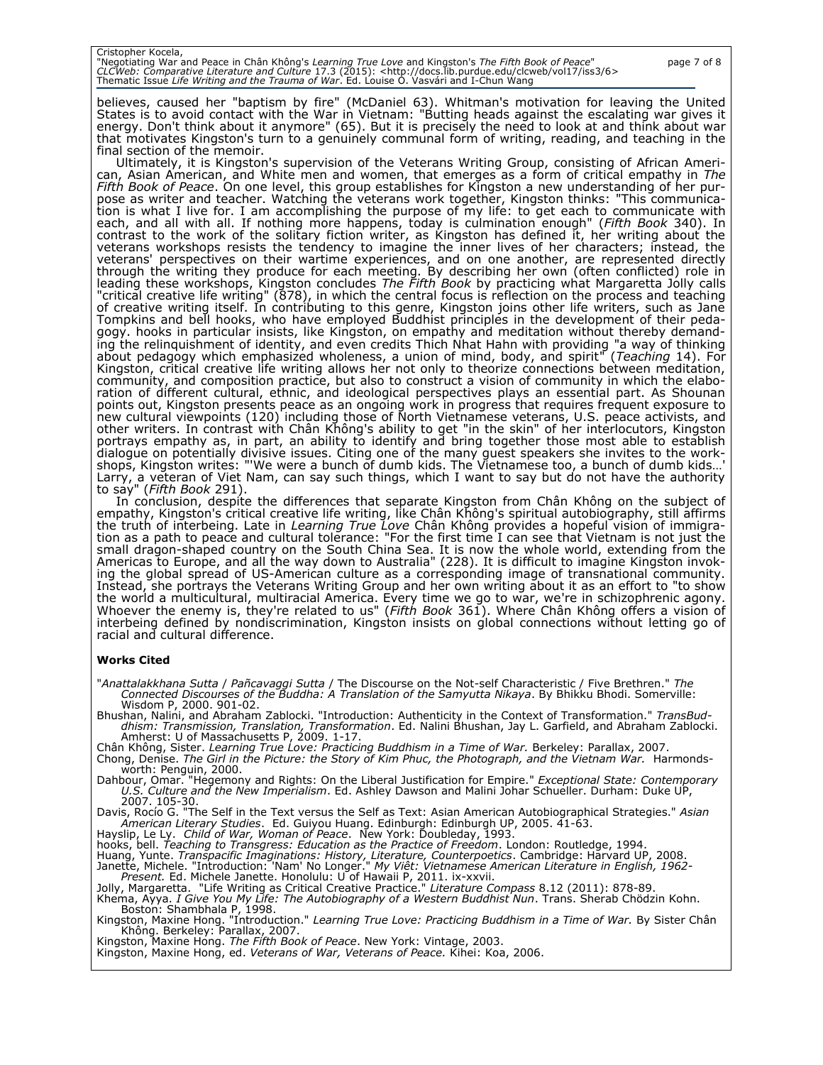believes, caused her "baptism by fire" (McDaniel 63). Whitman's motivation for leaving the United States is to avoid contact with the War in Vietnam: "Butting heads against the escalating war gives it energy. Don't think about it anymore" (65). But it is precisely the need to look at and think about war that motivates Kingston's turn to a genuinely communal form of writing, reading, and teaching in the final section of the memoir.

Ultimately, it is Kingston's supervision of the Veterans Writing Group, consisting of African American, Asian American, and White men and women, that emerges as a form of critical empathy in *The Fifth Book of Peace*. On one level, this group establishes for Kingston a new understanding of her purpose as writer and teacher. Watching the veterans work together, Kingston thinks: "This communication is what I live for. I am accomplishing the purpose of my life: to get each to communicate with each, and all with all. If nothing more happens, today is culmination enough" (*Fifth Book* 340). In contrast to the work of the solitary fiction writer, as Kingston has defined it, her writing about the veterans workshops resists the tendency to imagine the inner lives of her characters; instead, the veterans' perspectives on their wartime experiences, and on one another, are represented directly through the writing they produce for each meeting. By describing her own (often conflicted) role in leading these workshops, Kingston concludes *The Fifth Book* by practicing what Margaretta Jolly calls "critical creative life writing" (878), in which the central focus is reflection on the process and teaching of creative writing itself. In contributing to this genre, Kingston joins other life writers, such as Jane Tompkins and bell hooks, who have employed Buddhist principles in the development of their pedagogy. hooks in particular insists, like Kingston, on empathy and meditation without thereby demanding the relinquishment of identity, and even credits Thich Nhat Hahn with providing "a way of thinking about pedagogy which emphasized wholeness, a union of mind, body, and spirit" (*Teaching* 14). For Kingston, critical creative life writing allows her not only to theorize connections between meditation, community, and composition practice, but also to construct a vision of community in which the elaboration of different cultural, ethnic, and ideological perspectives plays an essential part. As Shounan points out, Kingston presents peace as an ongoing work in progress that requires frequent exposure to new cultural viewpoints (120) including those of North Vietnamese veterans, U.S. peace activists, and other writers. In contrast with Chân Không's ability to get "in the skin" of her interlocutors, Kingston portrays empathy as, in part, an ability to identify and bring together those most able to establish dialogue on potentially divisive issues. Citing one of the many guest speakers she invites to the workshops, Kingston writes: "'We were a bunch of dumb kids. The Vietnamese too, a bunch of dumb kids…' Larry, a veteran of Viet Nam, can say such things, which I want to say but do not have the authority to say" (*Fifth Book* 291).

In conclusion, despite the differences that separate Kingston from Chân Không on the subject of empathy, Kingston's critical creative life writing, like Chân Không's spiritual autobiography, still affirms the truth of interbeing. Late in *Learning True Love* Chân Không provides a hopeful vision of immigration as a path to peace and cultural tolerance: "For the first time I can see that Vietnam is not just the small dragon-shaped country on the South China Sea. It is now the whole world, extending from the Americas to Europe, and all the way down to Australia" (228). It is difficult to imagine Kingston invoking the global spread of US-American culture as a corresponding image of transnational community. Instead, she portrays the Veterans Writing Group and her own writing about it as an effort to "to show the world a multicultural, multiracial America. Every time we go to war, we're in schizophrenic agony. Whoever the enemy is, they're related to us" (*Fifth Book* 361). Where Chân Không offers a vision of interbeing defined by nondiscrimination, Kingston insists on global connections without letting go of racial and cultural difference.

**Works Cited**

"*Anattalakkhana Sutta* / *Pañcavaggi Sutta* / The Discourse on the Not-self Characteristic / Five Brethren." *The Connected Discourses of the Buddha: A Translation of the Samyutta Nikaya*. By Bhikku Bhodi. Somerville: Wisdom P, 2000. 901-02.

Bhushan, Nalini, and Abraham Zablocki. "Introduction: Authenticity in the Context of Transformation." *TransBuddhism: Transmission, Translation, Transformation*. Ed. Nalini Bhushan, Jay L. Garfield, and Abraham Zablocki. Amherst: U of Massachusetts P, 2009. 1-17.

Chân Không, Sister. *Learning True Love: Practicing Buddhism in a Time of War.* Berkeley: Parallax, 2007.

Chong, Denise. *The Girl in the Picture: the Story of Kim Phuc, the Photograph, and the Vietnam War.* Harmondsworth: Penguin, 2000.

Dahbour, Omar. "Hegemony and Rights: On the Liberal Justification for Empire." *Exceptional State: Contemporary U.S. Culture and the New Imperialism*. Ed. Ashley Dawson and Malini Johar Schueller. Durham: Duke UP, 2007. 105-30.

Davis, Rocío G. "The Self in the Text versus the Self as Text: Asian American Autobiographical Strategies." *Asian American Literary Studies*. Ed. Guiyou Huang. Edinburgh: Edinburgh UP, 2005. 41-63.

Hayslip, Le Ly. *Child of War, Woman of Peace*. New York: Doubleday, 1993.

hooks, bell. *Teaching to Transgress: Education as the Practice of Freedom*. London: Routledge, 1994.

Huang, Yunte. *Transpacific Imaginations: History, Literature, Counterpoetics*. Cambridge: Harvard UP, 2008.

Janette, Michele. "Introduction: 'Nam' No Longer." *My Viêt: Vietnamese American Literature in English, 1962-Present.* Ed. Michele Janette. Honolulu: U of Hawaii P, 2011. ix-xxvii.

Jolly, Margaretta. "Life Writing as Critical Creative Practice." *Literature Compass* 8.12 (2011): 878-89.

Khema, Ayya. *I Give You My Life: The Autobiography of a Western Buddhist Nun*. Trans. Sherab Chödzin Kohn. Boston: Shambhala P, 1998.

Kingston, Maxine Hong. "Introduction." *Learning True Love: Practicing Buddhism in a Time of War.* By Sister Chân Không. Berkeley: Parallax, 2007.

Kingston, Maxine Hong. *The Fifth Book of Peace*. New York: Vintage, 2003.

Kingston, Maxine Hong, ed. *Veterans of War, Veterans of Peace.* Kihei: Koa, 2006.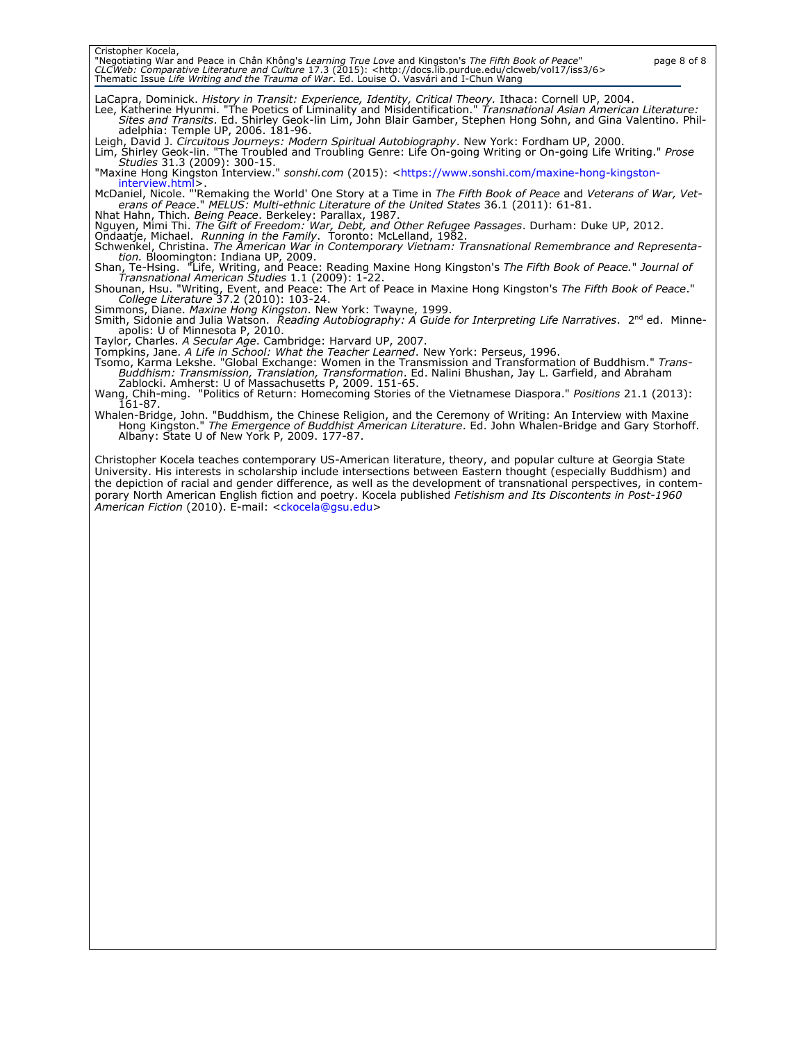LaCapra, Dominick. *History in Transit: Experience, Identity, Critical Theory.* Ithaca: Cornell UP, 2004.

Lee, Katherine Hyunmi. "The Poetics of Liminality and Misidentification." *Transnational Asian American Literature: Sites and Transits*. Ed. Shirley Geok-lin Lim, John Blair Gamber, Stephen Hong Sohn, and Gina Valentino. Philadelphia: Temple UP, 2006. 181-96.

Leigh, David J. *Circuitous Journeys: Modern Spiritual Autobiography*. New York: Fordham UP, 2000.

Lim, Shirley Geok-lin. "The Troubled and Troubling Genre: Life On-going Writing or On-going Life Writing." *Prose Studies* 31.3 (2009): 300-15.

"Maxine Hong Kingston Interview." *sonshi.com* (2015): <https://www.sonshi.com/maxine-hong-kingston-interview.html>.

McDaniel, Nicole. "'Remaking the World' One Story at a Time in *The Fifth Book of Peace* and *Veterans of War, Veterans of Peace*." *MELUS: Multi-ethnic Literature of the United States* 36.1 (2011): 61-81.

Nhat Hahn, Thich. *Being Peace*. Berkeley: Parallax, 1987.

Nguyen, Mimi Thi. *The Gift of Freedom: War, Debt, and Other Refugee Passages*. Durham: Duke UP, 2012.

Ondaatje, Michael. *Running in the Family*. Toronto: McLelland, 1982.

Schwenkel, Christina. *The American War in Contemporary Vietnam: Transnational Remembrance and Representation.* Bloomington: Indiana UP, 2009.

Shan, Te-Hsing. "Life, Writing, and Peace: Reading Maxine Hong Kingston's *The Fifth Book of Peace.*" *Journal of Transnational American Studies* 1.1 (2009): 1-22.

Shounan, Hsu. "Writing, Event, and Peace: The Art of Peace in Maxine Hong Kingston's *The Fifth Book of Peace*." *College Literature* 37.2 (2010): 103-24.

Simmons, Diane. *Maxine Hong Kingston*. New York: Twayne, 1999.

Smith, Sidonie and Julia Watson. *Reading Autobiography: A Guide for Interpreting Life Narratives*. 2nd ed. Minneapolis: U of Minnesota P, 2010.

Taylor, Charles. *A Secular Age*. Cambridge: Harvard UP, 2007.

Tompkins, Jane. *A Life in School: What the Teacher Learned*. New York: Perseus, 1996.

Tsomo, Karma Lekshe. "Global Exchange: Women in the Transmission and Transformation of Buddhism." *Trans-Buddhism: Transmission, Translation, Transformation*. Ed. Nalini Bhushan, Jay L. Garfield, and Abraham Zablocki. Amherst: U of Massachusetts P, 2009. 151-65.

Wang, Chih-ming. "Politics of Return: Homecoming Stories of the Vietnamese Diaspora." *Positions* 21.1 (2013): 161-87.

Whalen-Bridge, John. "Buddhism, the Chinese Religion, and the Ceremony of Writing: An Interview with Maxine Hong Kingston." *The Emergence of Buddhist American Literature*. Ed. John Whalen-Bridge and Gary Storhoff. Albany: State U of New York P, 2009. 177-87.

Christopher Kocela teaches contemporary US-American literature, theory, and popular culture at Georgia State University. His interests in scholarship include intersections between Eastern thought (especially Buddhism) and the depiction of racial and gender difference, as well as the development of transnational perspectives, in contemporary North American English fiction and poetry. Kocela published *Fetishism and Its Discontents in Post-1960 American Fiction* (2010). E-mail: <ckocela@gsu.edu>